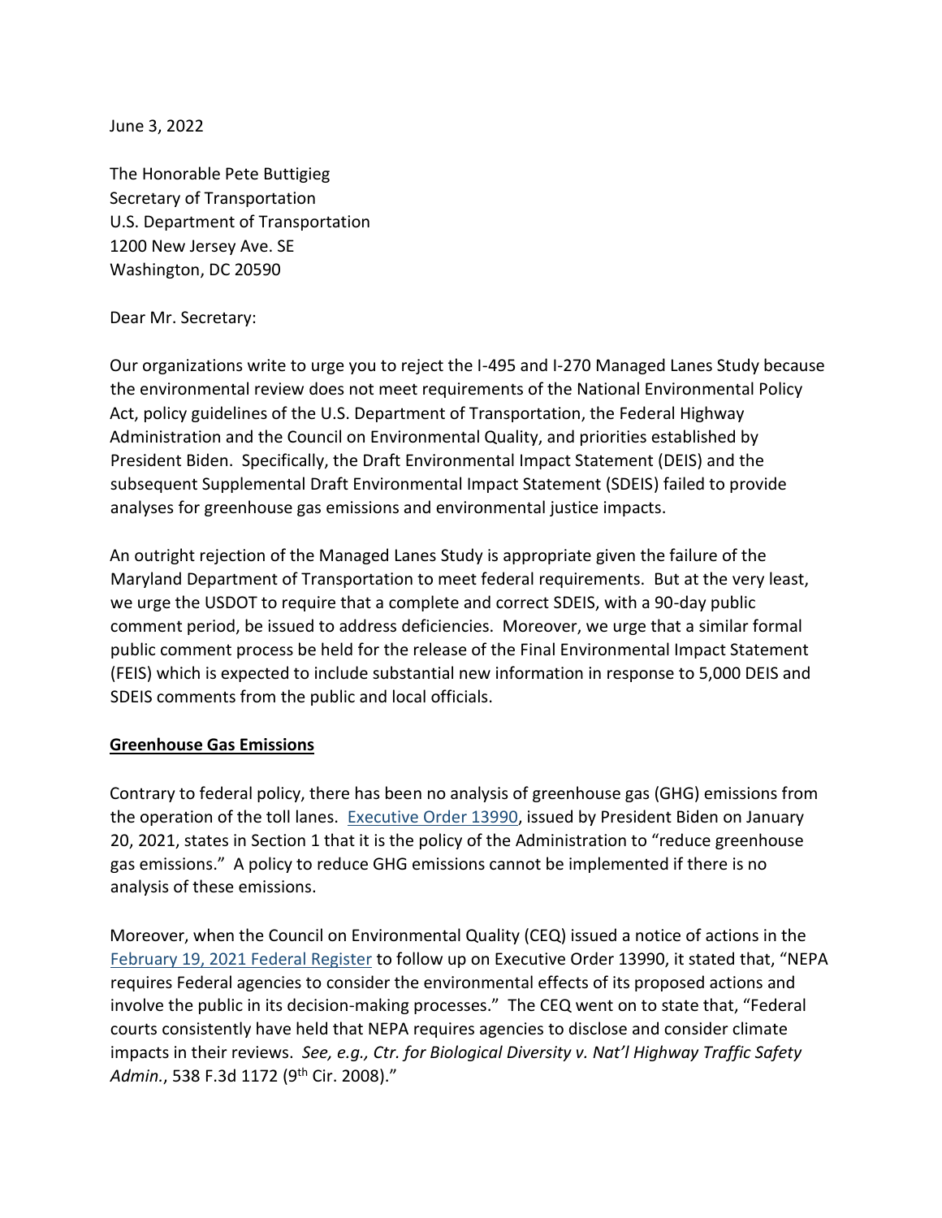June 3, 2022

The Honorable Pete Buttigieg
Secretary of Transportation
U.S. Department of Transportation
1200 New Jersey Ave. SE
Washington, DC 20590

Dear Mr. Secretary:

Our organizations write to urge you to reject the I-495 and I-270 Managed Lanes Study because the environmental review does not meet requirements of the National Environmental Policy Act, policy guidelines of the U.S. Department of Transportation, the Federal Highway Administration and the Council on Environmental Quality, and priorities established by President Biden. Specifically, the Draft Environmental Impact Statement (DEIS) and the subsequent Supplemental Draft Environmental Impact Statement (SDEIS) failed to provide analyses for greenhouse gas emissions and environmental justice impacts.

An outright rejection of the Managed Lanes Study is appropriate given the failure of the Maryland Department of Transportation to meet federal requirements. But at the very least, we urge the USDOT to require that a complete and correct SDEIS, with a 90-day public comment period, be issued to address deficiencies. Moreover, we urge that a similar formal public comment process be held for the release of the Final Environmental Impact Statement (FEIS) which is expected to include substantial new information in response to 5,000 DEIS and SDEIS comments from the public and local officials.

**Greenhouse Gas Emissions**

Contrary to federal policy, there has been no analysis of greenhouse gas (GHG) emissions from the operation of the toll lanes. Executive Order 13990, issued by President Biden on January 20, 2021, states in Section 1 that it is the policy of the Administration to "reduce greenhouse gas emissions." A policy to reduce GHG emissions cannot be implemented if there is no analysis of these emissions.

Moreover, when the Council on Environmental Quality (CEQ) issued a notice of actions in the February 19, 2021 Federal Register to follow up on Executive Order 13990, it stated that, "NEPA requires Federal agencies to consider the environmental effects of its proposed actions and involve the public in its decision-making processes." The CEQ went on to state that, "Federal courts consistently have held that NEPA requires agencies to disclose and consider climate impacts in their reviews. *See, e.g., Ctr. for Biological Diversity v. Nat'l Highway Traffic Safety Admin.*, 538 F.3d 1172 (9th Cir. 2008)."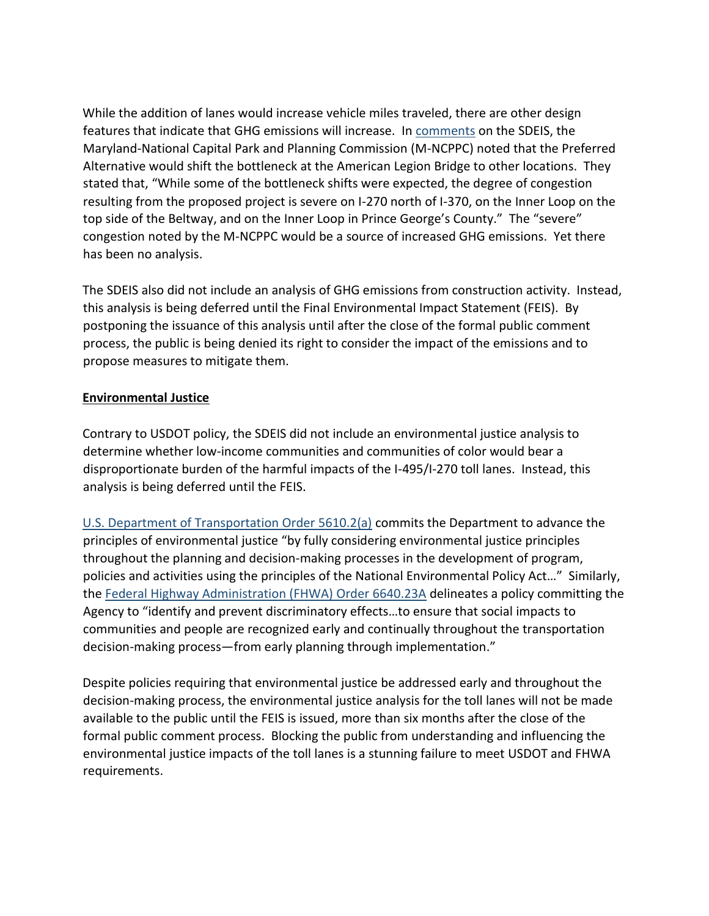While the addition of lanes would increase vehicle miles traveled, there are other design features that indicate that GHG emissions will increase. In comments on the SDEIS, the Maryland-National Capital Park and Planning Commission (M-NCPPC) noted that the Preferred Alternative would shift the bottleneck at the American Legion Bridge to other locations. They stated that, "While some of the bottleneck shifts were expected, the degree of congestion resulting from the proposed project is severe on I-270 north of I-370, on the Inner Loop on the top side of the Beltway, and on the Inner Loop in Prince George's County." The "severe" congestion noted by the M-NCPPC would be a source of increased GHG emissions. Yet there has been no analysis.

The SDEIS also did not include an analysis of GHG emissions from construction activity. Instead, this analysis is being deferred until the Final Environmental Impact Statement (FEIS). By postponing the issuance of this analysis until after the close of the formal public comment process, the public is being denied its right to consider the impact of the emissions and to propose measures to mitigate them.

**Environmental Justice**

Contrary to USDOT policy, the SDEIS did not include an environmental justice analysis to determine whether low-income communities and communities of color would bear a disproportionate burden of the harmful impacts of the I-495/I-270 toll lanes. Instead, this analysis is being deferred until the FEIS.

U.S. Department of Transportation Order 5610.2(a) commits the Department to advance the principles of environmental justice "by fully considering environmental justice principles throughout the planning and decision-making processes in the development of program, policies and activities using the principles of the National Environmental Policy Act…" Similarly, the Federal Highway Administration (FHWA) Order 6640.23A delineates a policy committing the Agency to "identify and prevent discriminatory effects…to ensure that social impacts to communities and people are recognized early and continually throughout the transportation decision-making process—from early planning through implementation."

Despite policies requiring that environmental justice be addressed early and throughout the decision-making process, the environmental justice analysis for the toll lanes will not be made available to the public until the FEIS is issued, more than six months after the close of the formal public comment process. Blocking the public from understanding and influencing the environmental justice impacts of the toll lanes is a stunning failure to meet USDOT and FHWA requirements.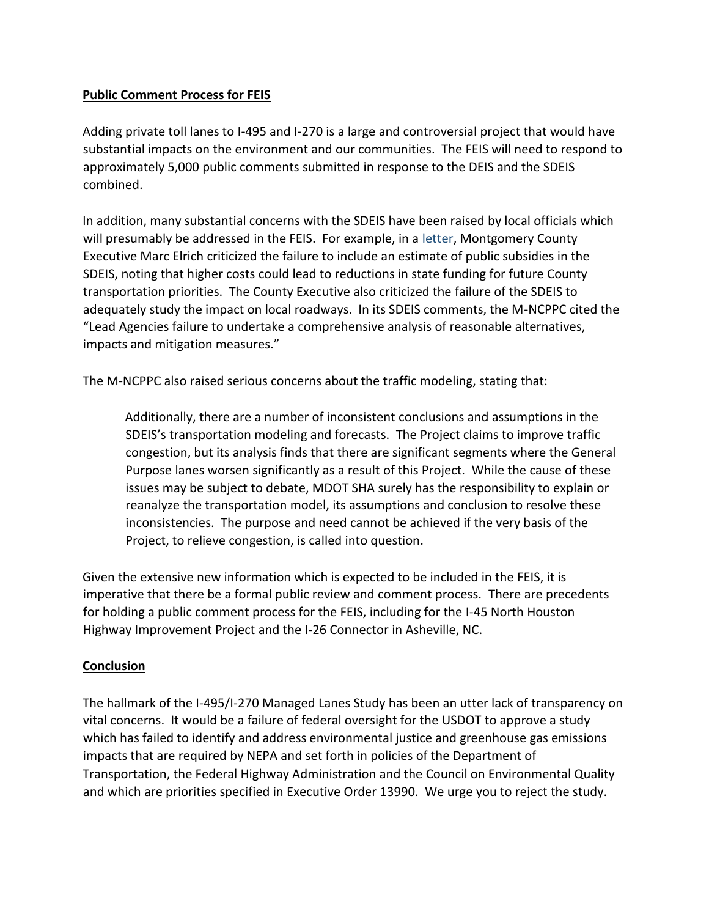**Public Comment Process for FEIS**

Adding private toll lanes to I-495 and I-270 is a large and controversial project that would have substantial impacts on the environment and our communities. The FEIS will need to respond to approximately 5,000 public comments submitted in response to the DEIS and the SDEIS combined.

In addition, many substantial concerns with the SDEIS have been raised by local officials which will presumably be addressed in the FEIS. For example, in a letter, Montgomery County Executive Marc Elrich criticized the failure to include an estimate of public subsidies in the SDEIS, noting that higher costs could lead to reductions in state funding for future County transportation priorities. The County Executive also criticized the failure of the SDEIS to adequately study the impact on local roadways. In its SDEIS comments, the M-NCPPC cited the "Lead Agencies failure to undertake a comprehensive analysis of reasonable alternatives, impacts and mitigation measures."

The M-NCPPC also raised serious concerns about the traffic modeling, stating that:

> Additionally, there are a number of inconsistent conclusions and assumptions in the SDEIS's transportation modeling and forecasts. The Project claims to improve traffic congestion, but its analysis finds that there are significant segments where the General Purpose lanes worsen significantly as a result of this Project. While the cause of these issues may be subject to debate, MDOT SHA surely has the responsibility to explain or reanalyze the transportation model, its assumptions and conclusion to resolve these inconsistencies. The purpose and need cannot be achieved if the very basis of the Project, to relieve congestion, is called into question.

Given the extensive new information which is expected to be included in the FEIS, it is imperative that there be a formal public review and comment process. There are precedents for holding a public comment process for the FEIS, including for the I-45 North Houston Highway Improvement Project and the I-26 Connector in Asheville, NC.

**Conclusion**

The hallmark of the I-495/I-270 Managed Lanes Study has been an utter lack of transparency on vital concerns. It would be a failure of federal oversight for the USDOT to approve a study which has failed to identify and address environmental justice and greenhouse gas emissions impacts that are required by NEPA and set forth in policies of the Department of Transportation, the Federal Highway Administration and the Council on Environmental Quality and which are priorities specified in Executive Order 13990. We urge you to reject the study.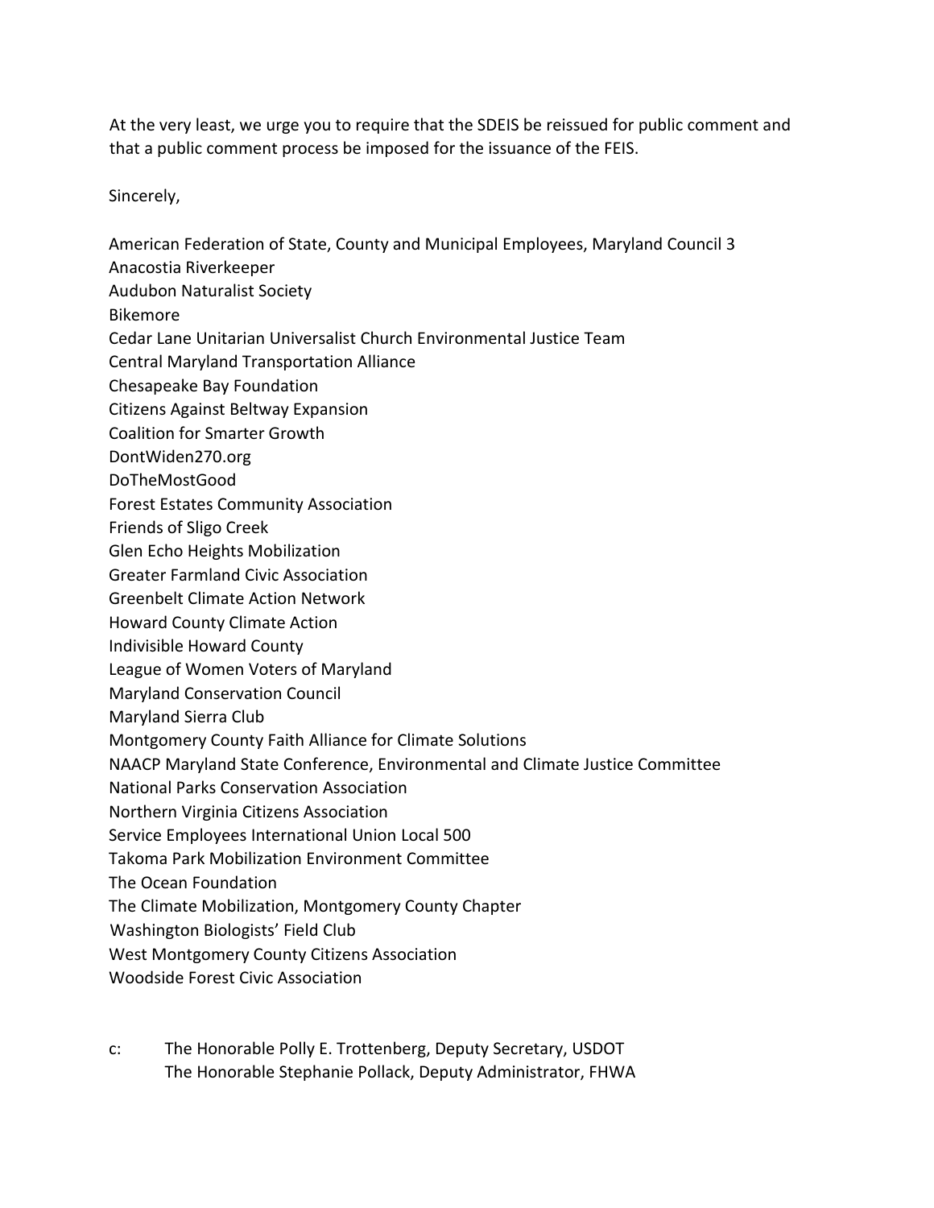At the very least, we urge you to require that the SDEIS be reissued for public comment and that a public comment process be imposed for the issuance of the FEIS.

Sincerely,

American Federation of State, County and Municipal Employees, Maryland Council 3
Anacostia Riverkeeper
Audubon Naturalist Society
Bikemore
Cedar Lane Unitarian Universalist Church Environmental Justice Team
Central Maryland Transportation Alliance
Chesapeake Bay Foundation
Citizens Against Beltway Expansion
Coalition for Smarter Growth
DontWiden270.org
DoTheMostGood
Forest Estates Community Association
Friends of Sligo Creek
Glen Echo Heights Mobilization
Greater Farmland Civic Association
Greenbelt Climate Action Network
Howard County Climate Action
Indivisible Howard County
League of Women Voters of Maryland
Maryland Conservation Council
Maryland Sierra Club
Montgomery County Faith Alliance for Climate Solutions
NAACP Maryland State Conference, Environmental and Climate Justice Committee
National Parks Conservation Association
Northern Virginia Citizens Association
Service Employees International Union Local 500
Takoma Park Mobilization Environment Committee
The Ocean Foundation
The Climate Mobilization, Montgomery County Chapter
Washington Biologists' Field Club
West Montgomery County Citizens Association
Woodside Forest Civic Association

c: The Honorable Polly E. Trottenberg, Deputy Secretary, USDOT
The Honorable Stephanie Pollack, Deputy Administrator, FHWA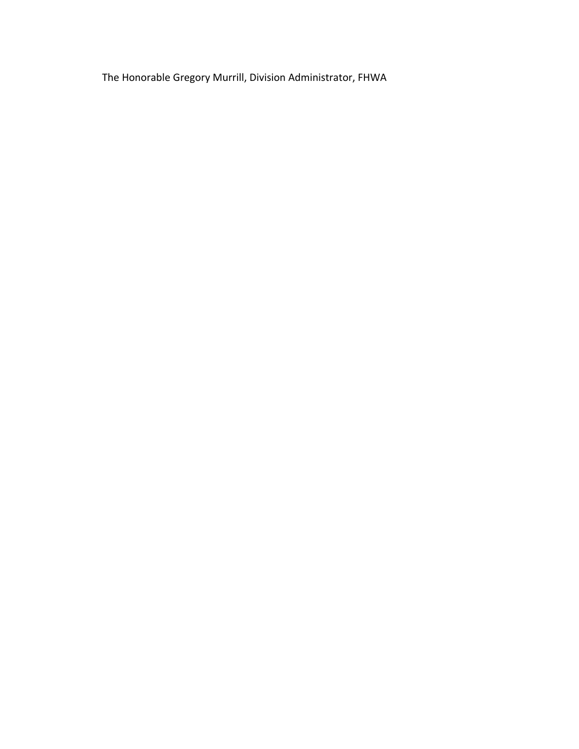The Honorable Gregory Murrill, Division Administrator, FHWA